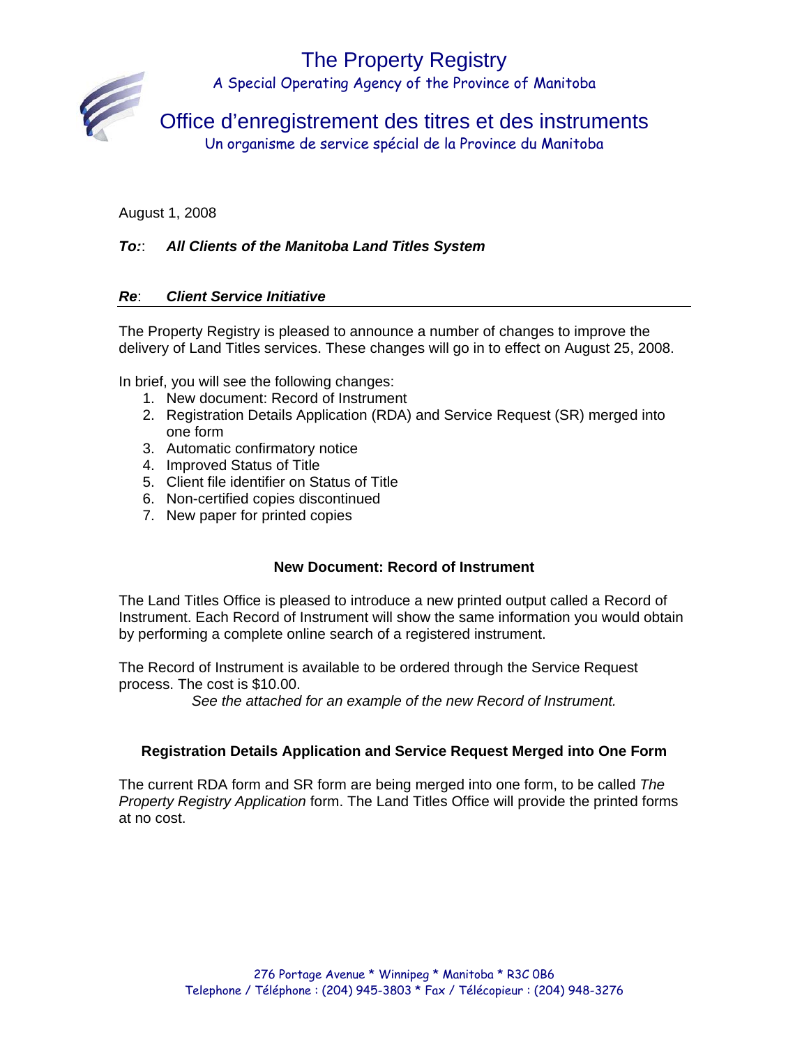# The Property Registry

A Special Operating Agency of the Province of Manitoba

# Office d'enregistrement des titres et des instruments

Un organisme de service spécial de la Province du Manitoba

August 1, 2008

***To:***: ***All Clients of the Manitoba Land Titles System***

***Re***: ***Client Service Initiative***

The Property Registry is pleased to announce a number of changes to improve the delivery of Land Titles services. These changes will go in to effect on August 25, 2008.

In brief, you will see the following changes:

1. New document: Record of Instrument
2. Registration Details Application (RDA) and Service Request (SR) merged into one form
3. Automatic confirmatory notice
4. Improved Status of Title
5. Client file identifier on Status of Title
6. Non-certified copies discontinued
7. New paper for printed copies

## New Document: Record of Instrument

The Land Titles Office is pleased to introduce a new printed output called a Record of Instrument. Each Record of Instrument will show the same information you would obtain by performing a complete online search of a registered instrument.

The Record of Instrument is available to be ordered through the Service Request process. The cost is $10.00.

*See the attached for an example of the new Record of Instrument.*

## Registration Details Application and Service Request Merged into One Form

The current RDA form and SR form are being merged into one form, to be called *The Property Registry Application* form. The Land Titles Office will provide the printed forms at no cost.

276 Portage Avenue * Winnipeg * Manitoba * R3C 0B6
Telephone / Téléphone : (204) 945-3803 * Fax / Télécopieur : (204) 948-3276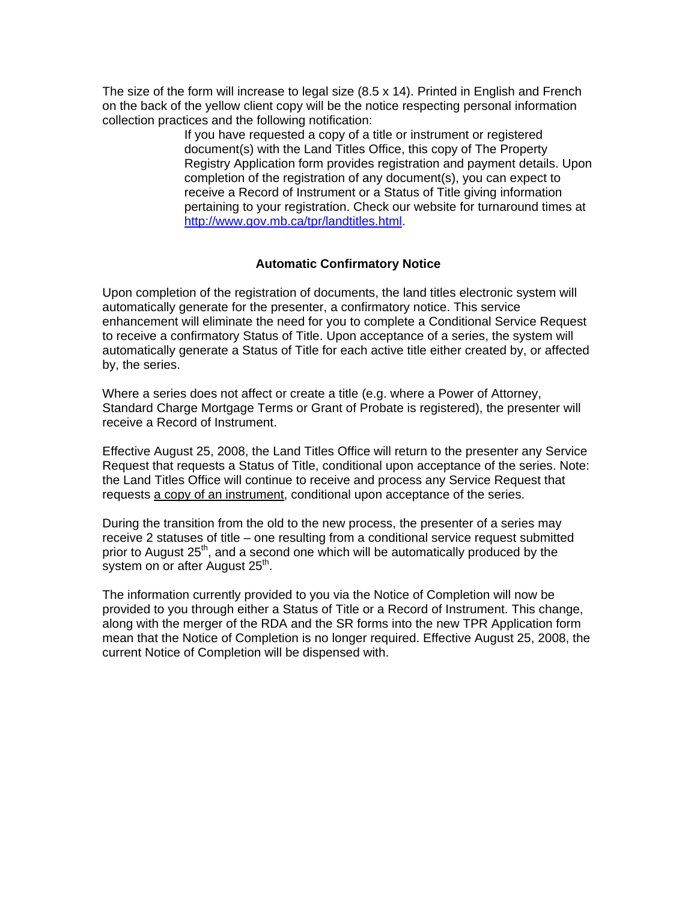The size of the form will increase to legal size (8.5 x 14). Printed in English and French on the back of the yellow client copy will be the notice respecting personal information collection practices and the following notification:

> If you have requested a copy of a title or instrument or registered document(s) with the Land Titles Office, this copy of The Property Registry Application form provides registration and payment details. Upon completion of the registration of any document(s), you can expect to receive a Record of Instrument or a Status of Title giving information pertaining to your registration. Check our website for turnaround times at http://www.gov.mb.ca/tpr/landtitles.html.

**Automatic Confirmatory Notice**

Upon completion of the registration of documents, the land titles electronic system will automatically generate for the presenter, a confirmatory notice. This service enhancement will eliminate the need for you to complete a Conditional Service Request to receive a confirmatory Status of Title. Upon acceptance of a series, the system will automatically generate a Status of Title for each active title either created by, or affected by, the series.

Where a series does not affect or create a title (e.g. where a Power of Attorney, Standard Charge Mortgage Terms or Grant of Probate is registered), the presenter will receive a Record of Instrument.

Effective August 25, 2008, the Land Titles Office will return to the presenter any Service Request that requests a Status of Title, conditional upon acceptance of the series. Note: the Land Titles Office will continue to receive and process any Service Request that requests a copy of an instrument, conditional upon acceptance of the series.

During the transition from the old to the new process, the presenter of a series may receive 2 statuses of title – one resulting from a conditional service request submitted prior to August 25th, and a second one which will be automatically produced by the system on or after August 25th.

The information currently provided to you via the Notice of Completion will now be provided to you through either a Status of Title or a Record of Instrument. This change, along with the merger of the RDA and the SR forms into the new TPR Application form mean that the Notice of Completion is no longer required. Effective August 25, 2008, the current Notice of Completion will be dispensed with.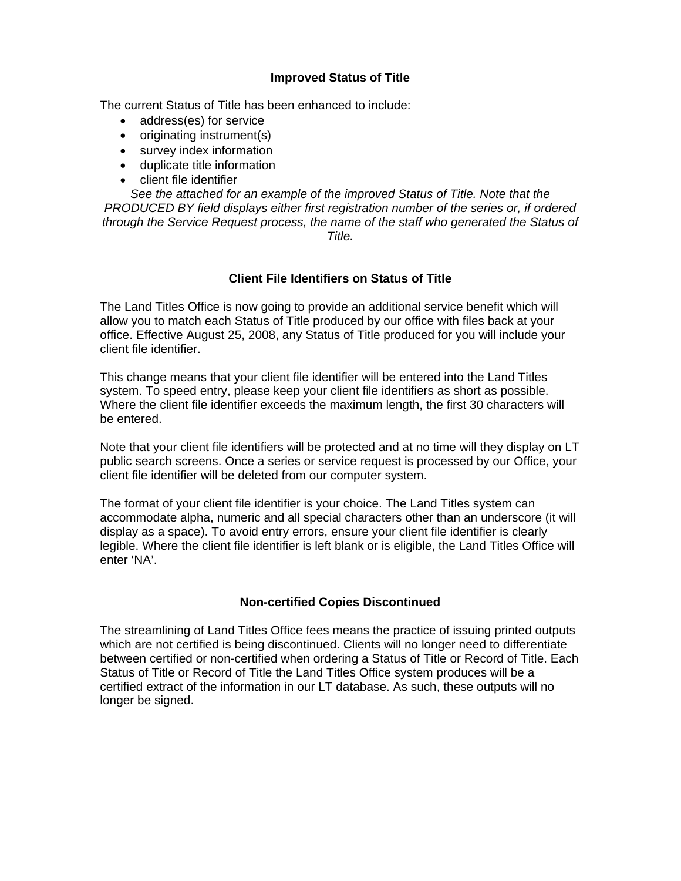## Improved Status of Title

The current Status of Title has been enhanced to include:

- address(es) for service
- originating instrument(s)
- survey index information
- duplicate title information
- client file identifier

*See the attached for an example of the improved Status of Title. Note that the PRODUCED BY field displays either first registration number of the series or, if ordered through the Service Request process, the name of the staff who generated the Status of Title.*

## Client File Identifiers on Status of Title

The Land Titles Office is now going to provide an additional service benefit which will allow you to match each Status of Title produced by our office with files back at your office. Effective August 25, 2008, any Status of Title produced for you will include your client file identifier.

This change means that your client file identifier will be entered into the Land Titles system. To speed entry, please keep your client file identifiers as short as possible. Where the client file identifier exceeds the maximum length, the first 30 characters will be entered.

Note that your client file identifiers will be protected and at no time will they display on LT public search screens. Once a series or service request is processed by our Office, your client file identifier will be deleted from our computer system.

The format of your client file identifier is your choice. The Land Titles system can accommodate alpha, numeric and all special characters other than an underscore (it will display as a space). To avoid entry errors, ensure your client file identifier is clearly legible. Where the client file identifier is left blank or is eligible, the Land Titles Office will enter 'NA'.

## Non-certified Copies Discontinued

The streamlining of Land Titles Office fees means the practice of issuing printed outputs which are not certified is being discontinued. Clients will no longer need to differentiate between certified or non-certified when ordering a Status of Title or Record of Title. Each Status of Title or Record of Title the Land Titles Office system produces will be a certified extract of the information in our LT database. As such, these outputs will no longer be signed.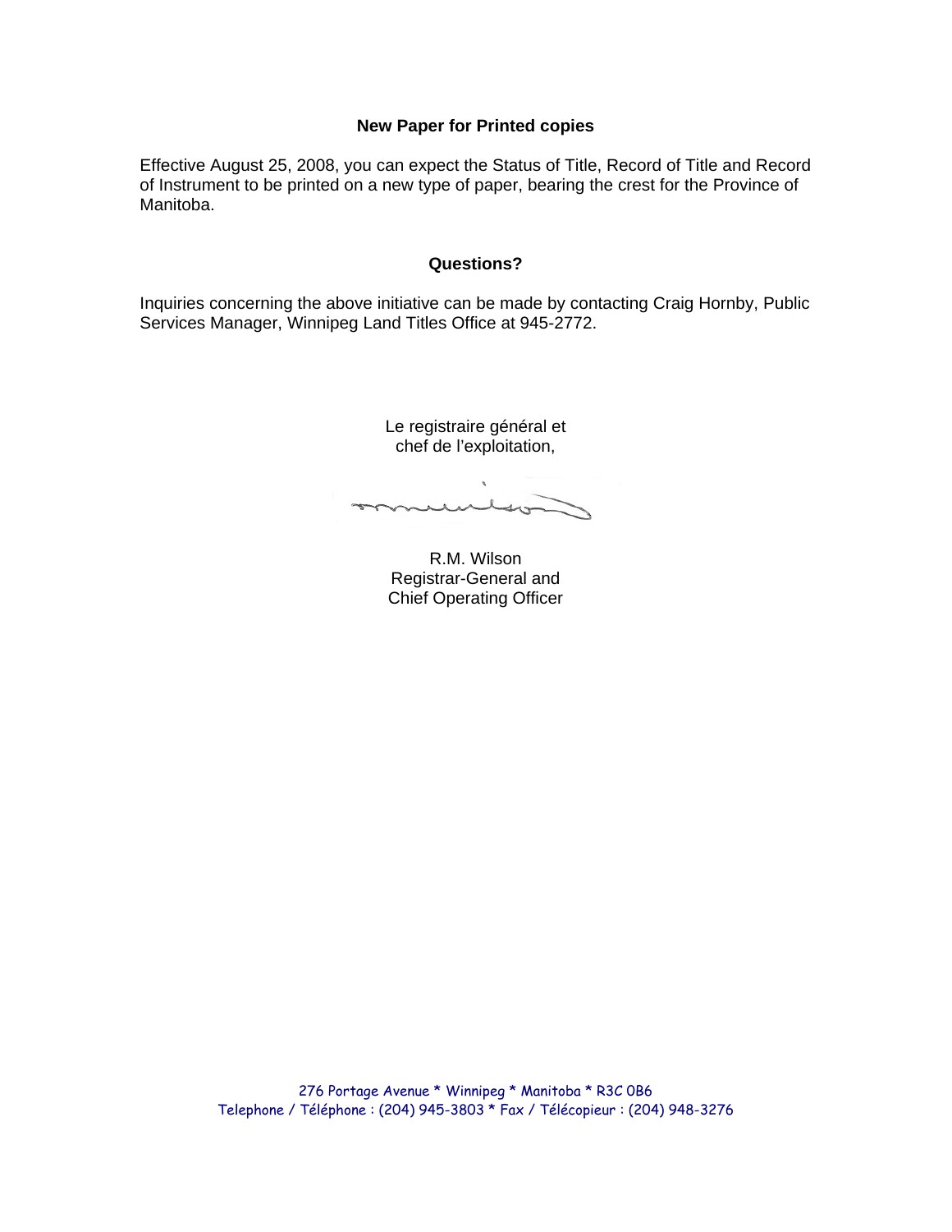### New Paper for Printed copies

Effective August 25, 2008, you can expect the Status of Title, Record of Title and Record of Instrument to be printed on a new type of paper, bearing the crest for the Province of Manitoba.

### Questions?

Inquiries concerning the above initiative can be made by contacting Craig Hornby, Public Services Manager, Winnipeg Land Titles Office at 945-2772.

Le registraire général et
chef de l'exploitation,

R.M. Wilson
Registrar-General and
Chief Operating Officer

276 Portage Avenue * Winnipeg * Manitoba * R3C 0B6
Telephone / Téléphone : (204) 945-3803 * Fax / Télécopieur : (204) 948-3276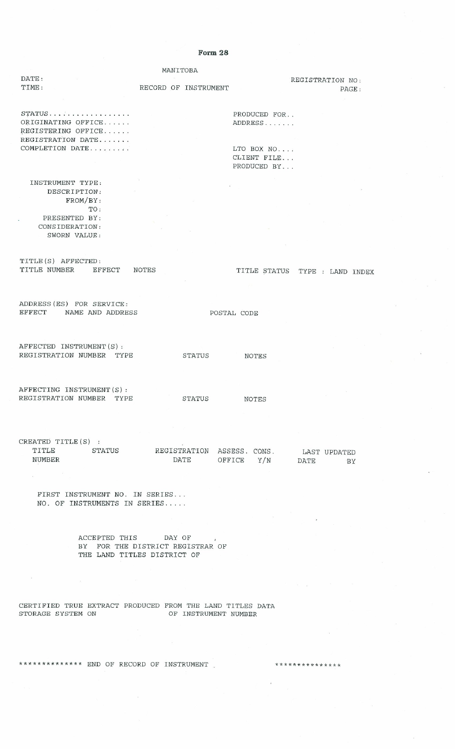# Form 28

MANITOBA

DATE:
TIME:

RECORD OF INSTRUMENT

REGISTRATION NO:
PAGE:

STATUS..................
ORIGINATING OFFICE......
REGISTERING OFFICE......
REGISTRATION DATE.......
COMPLETION DATE.........

PRODUCED FOR..
ADDRESS.......

LTO BOX NO....
CLIENT FILE...
PRODUCED BY...

INSTRUMENT TYPE:
DESCRIPTION:
FROM/BY:
TO:
PRESENTED BY:
CONSIDERATION:
SWORN VALUE:

TITLE(S) AFFECTED:

| TITLE NUMBER | EFFECT | NOTES | TITLE STATUS | TYPE : LAND INDEX |
|---|---|---|---|---|

ADDRESS(ES) FOR SERVICE:

| EFFECT | NAME AND ADDRESS | POSTAL CODE |
|---|---|---|

AFFECTED INSTRUMENT(S):

| REGISTRATION NUMBER | TYPE | STATUS | NOTES |
|---|---|---|---|

AFFECTING INSTRUMENT(S):

| REGISTRATION NUMBER | TYPE | STATUS | NOTES |
|---|---|---|---|

CREATED TITLE(S) :

| TITLE NUMBER | STATUS | REGISTRATION DATE | ASSESS. OFFICE | CONS. Y/N | LAST UPDATED DATE | BY |
|---|---|---|---|---|---|---|

FIRST INSTRUMENT NO. IN SERIES...
NO. OF INSTRUMENTS IN SERIES.....

ACCEPTED THIS DAY OF ,
BY FOR THE DISTRICT REGISTRAR OF
THE LAND TITLES DISTRICT OF

CERTIFIED TRUE EXTRACT PRODUCED FROM THE LAND TITLES DATA STORAGE SYSTEM ON OF INSTRUMENT NUMBER

************** END OF RECORD OF INSTRUMENT **************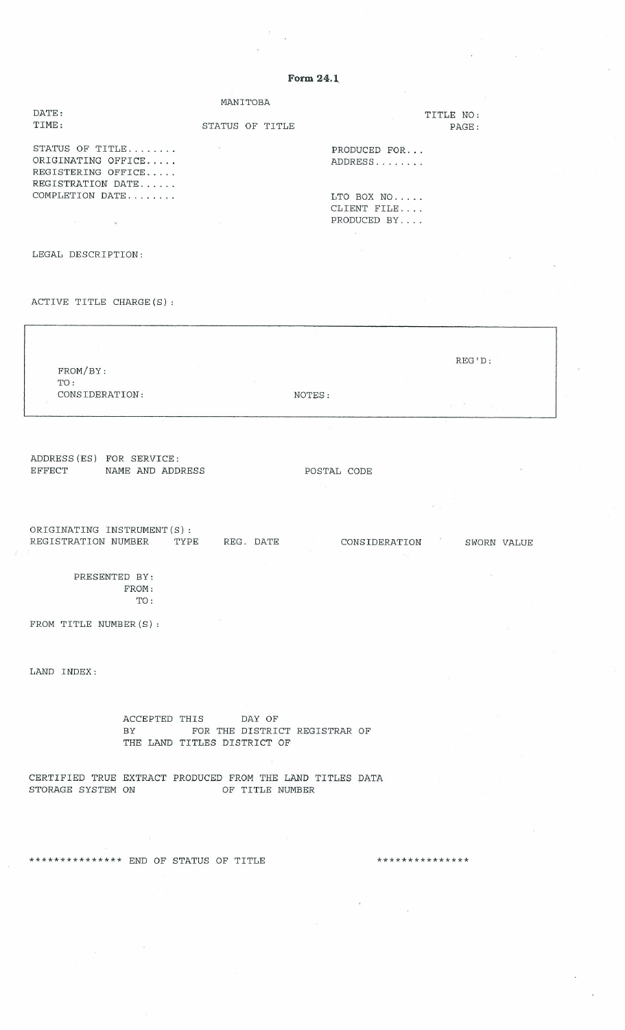**Form 24.1**

MANITOBA

DATE:
TIME:

STATUS OF TITLE

TITLE NO:
PAGE:

STATUS OF TITLE........
ORIGINATING OFFICE.....
REGISTERING OFFICE.....
REGISTRATION DATE......
COMPLETION DATE........

PRODUCED FOR...
ADDRESS........

LTO BOX NO.....
CLIENT FILE....
PRODUCED BY....

LEGAL DESCRIPTION:

ACTIVE TITLE CHARGE(S):

| | |
|---|---|
| | REG'D: |
| FROM/BY: | |
| TO: | |
| CONSIDERATION: | NOTES: |

ADDRESS(ES) FOR SERVICE:

| EFFECT | NAME AND ADDRESS | POSTAL CODE |
|---|---|---|

ORIGINATING INSTRUMENT(S):

| REGISTRATION NUMBER | TYPE | REG. DATE | CONSIDERATION | SWORN VALUE |
|---|---|---|---|---|

PRESENTED BY:
FROM:
TO:

FROM TITLE NUMBER(S):

LAND INDEX:

ACCEPTED THIS DAY OF
BY FOR THE DISTRICT REGISTRAR OF
THE LAND TITLES DISTRICT OF

CERTIFIED TRUE EXTRACT PRODUCED FROM THE LAND TITLES DATA
STORAGE SYSTEM ON OF TITLE NUMBER

*************** END OF STATUS OF TITLE ***************